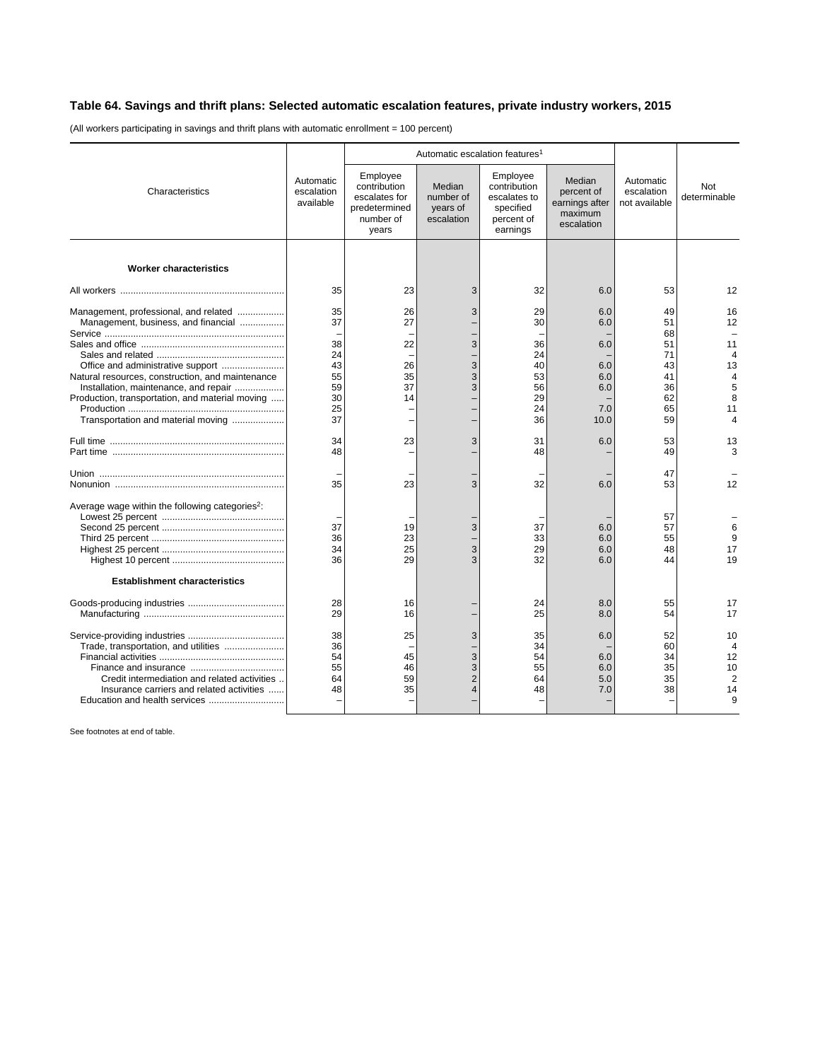## Table 64. Savings and thrift plans: Selected automatic escalation features, private industry workers, 2015

(All workers participating in savings and thrift plans with automatic enrollment = 100 percent)

| Characteristics | Automatic escalation available | Automatic escalation features[1] | | | | Automatic escalation not available | Not determinable |
|---|---|---|---|---|---|---|---|
| | | Employee contribution escalates for predetermined number of years | Median number of years of escalation | Employee contribution escalates to specified percent of earnings | Median percent of earnings after maximum escalation | | |
| **Worker characteristics** | | | | | | | |
| All workers | 35 | 23 | 3 | 32 | 6.0 | 53 | 12 |
| Management, professional, and related | 35 | 26 | 3 | 29 | 6.0 | 49 | 16 |
| Management, business, and financial | 37 | 27 | – | 30 | 6.0 | 51 | 12 |
| Service | – | – | – | – | – | 68 | – |
| Sales and office | 38 | 22 | 3 | 36 | 6.0 | 51 | 11 |
| Sales and related | 24 | – | – | 24 | – | 71 | 4 |
| Office and administrative support | 43 | 26 | 3 | 40 | 6.0 | 43 | 13 |
| Natural resources, construction, and maintenance | 55 | 35 | 3 | 53 | 6.0 | 41 | 4 |
| Installation, maintenance, and repair | 59 | 37 | 3 | 56 | 6.0 | 36 | 5 |
| Production, transportation, and material moving | 30 | 14 | – | 29 | – | 62 | 8 |
| Production | 25 | – | – | 24 | 7.0 | 65 | 11 |
| Transportation and material moving | 37 | – | – | 36 | 10.0 | 59 | 4 |
| Full time | 34 | 23 | 3 | 31 | 6.0 | 53 | 13 |
| Part time | 48 | – | – | 48 | – | 49 | 3 |
| Union | – | – | – | – | – | 47 | – |
| Nonunion | 35 | 23 | 3 | 32 | 6.0 | 53 | 12 |
| Average wage within the following categories[2]: | | | | | | | |
| Lowest 25 percent | – | – | – | – | – | 57 | – |
| Second 25 percent | 37 | 19 | 3 | 37 | 6.0 | 57 | 6 |
| Third 25 percent | 36 | 23 | – | 33 | 6.0 | 55 | 9 |
| Highest 25 percent | 34 | 25 | 3 | 29 | 6.0 | 48 | 17 |
| Highest 10 percent | 36 | 29 | 3 | 32 | 6.0 | 44 | 19 |
| **Establishment characteristics** | | | | | | | |
| Goods-producing industries | 28 | 16 | – | 24 | 8.0 | 55 | 17 |
| Manufacturing | 29 | 16 | – | 25 | 8.0 | 54 | 17 |
| Service-providing industries | 38 | 25 | 3 | 35 | 6.0 | 52 | 10 |
| Trade, transportation, and utilities | 36 | – | – | 34 | – | 60 | 4 |
| Financial activities | 54 | 45 | 3 | 54 | 6.0 | 34 | 12 |
| Finance and insurance | 55 | 46 | 3 | 55 | 6.0 | 35 | 10 |
| Credit intermediation and related activities | 64 | 59 | 2 | 64 | 5.0 | 35 | 2 |
| Insurance carriers and related activities | 48 | 35 | 4 | 48 | 7.0 | 38 | 14 |
| Education and health services | – | – | – | – | – | – | 9 |

See footnotes at end of table.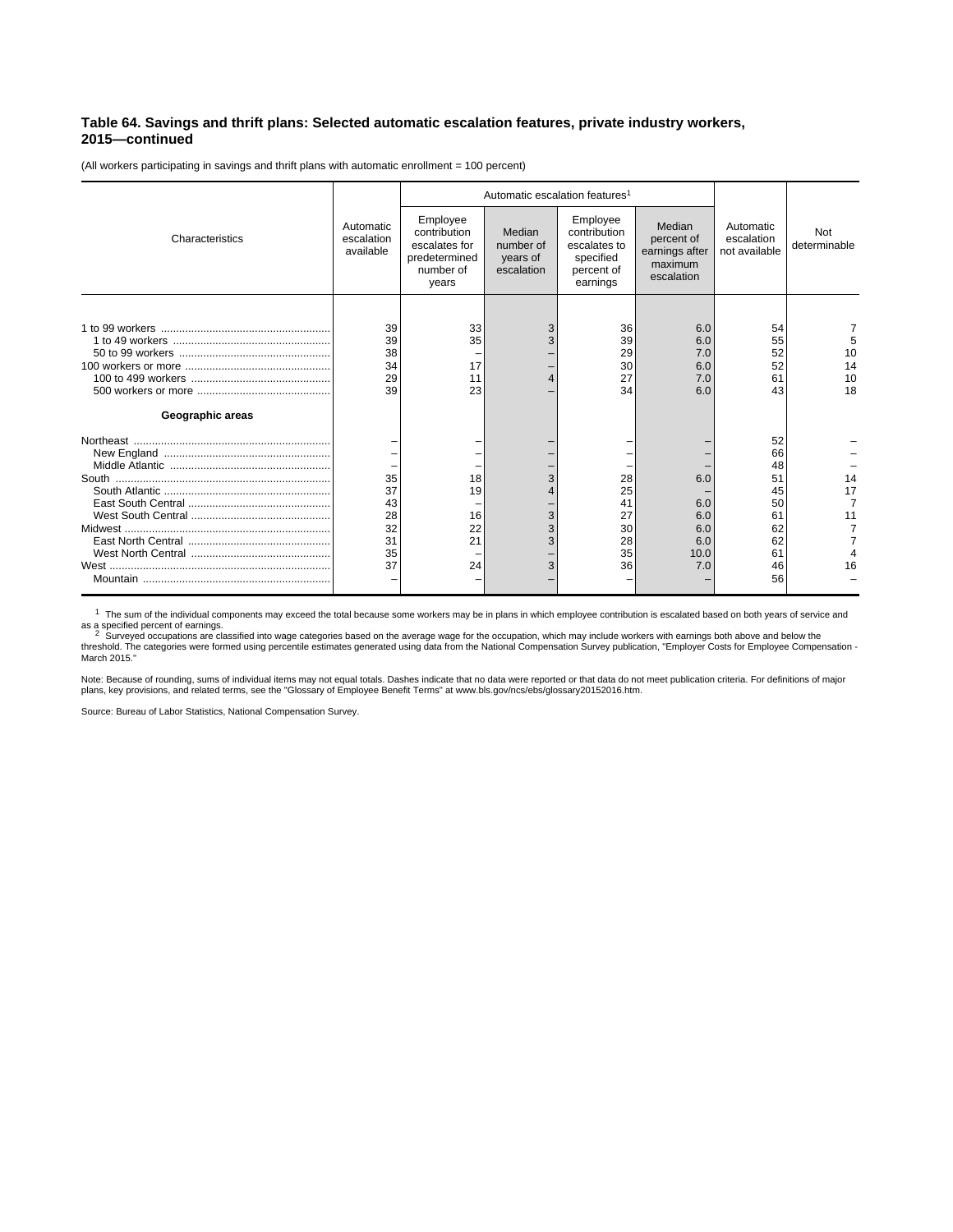**Table 64. Savings and thrift plans: Selected automatic escalation features, private industry workers, 2015—continued**

(All workers participating in savings and thrift plans with automatic enrollment = 100 percent)

| Characteristics | Automatic escalation available | Automatic escalation features[1] | | | | Automatic escalation not available | Not determinable |
|---|---|---|---|---|---|---|---|
| | | Employee contribution escalates for predetermined number of years | Median number of years of escalation | Employee contribution escalates to specified percent of earnings | Median percent of earnings after maximum escalation | | |
| 1 to 99 workers | 39 | 33 | 3 | 36 | 6.0 | 54 | 7 |
| 1 to 49 workers | 39 | 35 | 3 | 39 | 6.0 | 55 | 5 |
| 50 to 99 workers | 38 | – | – | 29 | 7.0 | 52 | 10 |
| 100 workers or more | 34 | 17 | – | 30 | 6.0 | 52 | 14 |
| 100 to 499 workers | 29 | 11 | 4 | 27 | 7.0 | 61 | 10 |
| 500 workers or more | 39 | 23 | – | 34 | 6.0 | 43 | 18 |
| **Geographic areas** | | | | | | | |
| Northeast | – | – | – | – | – | 52 | – |
| New England | – | – | – | – | – | 66 | – |
| Middle Atlantic | – | – | – | – | – | 48 | – |
| South | 35 | 18 | 3 | 28 | 6.0 | 51 | 14 |
| South Atlantic | 37 | 19 | 4 | 25 | – | 45 | 17 |
| East South Central | 43 | – | – | 41 | 6.0 | 50 | 7 |
| West South Central | 28 | 16 | 3 | 27 | 6.0 | 61 | 11 |
| Midwest | 32 | 22 | 3 | 30 | 6.0 | 62 | 7 |
| East North Central | 31 | 21 | 3 | 28 | 6.0 | 62 | 7 |
| West North Central | 35 | – | – | 35 | 10.0 | 61 | 4 |
| West | 37 | 24 | 3 | 36 | 7.0 | 46 | 16 |
| Mountain | – | – | – | – | – | 56 | – |

[1] The sum of the individual components may exceed the total because some workers may be in plans in which employee contribution is escalated based on both years of service and as a specified percent of earnings.

[2] Surveyed occupations are classified into wage categories based on the average wage for the occupation, which may include workers with earnings both above and below the threshold. The categories were formed using percentile estimates generated using data from the National Compensation Survey publication, "Employer Costs for Employee Compensation - March 2015."

Note: Because of rounding, sums of individual items may not equal totals. Dashes indicate that no data were reported or that data do not meet publication criteria. For definitions of major plans, key provisions, and related terms, see the "Glossary of Employee Benefit Terms" at www.bls.gov/ncs/ebs/glossary20152016.htm.

Source: Bureau of Labor Statistics, National Compensation Survey.